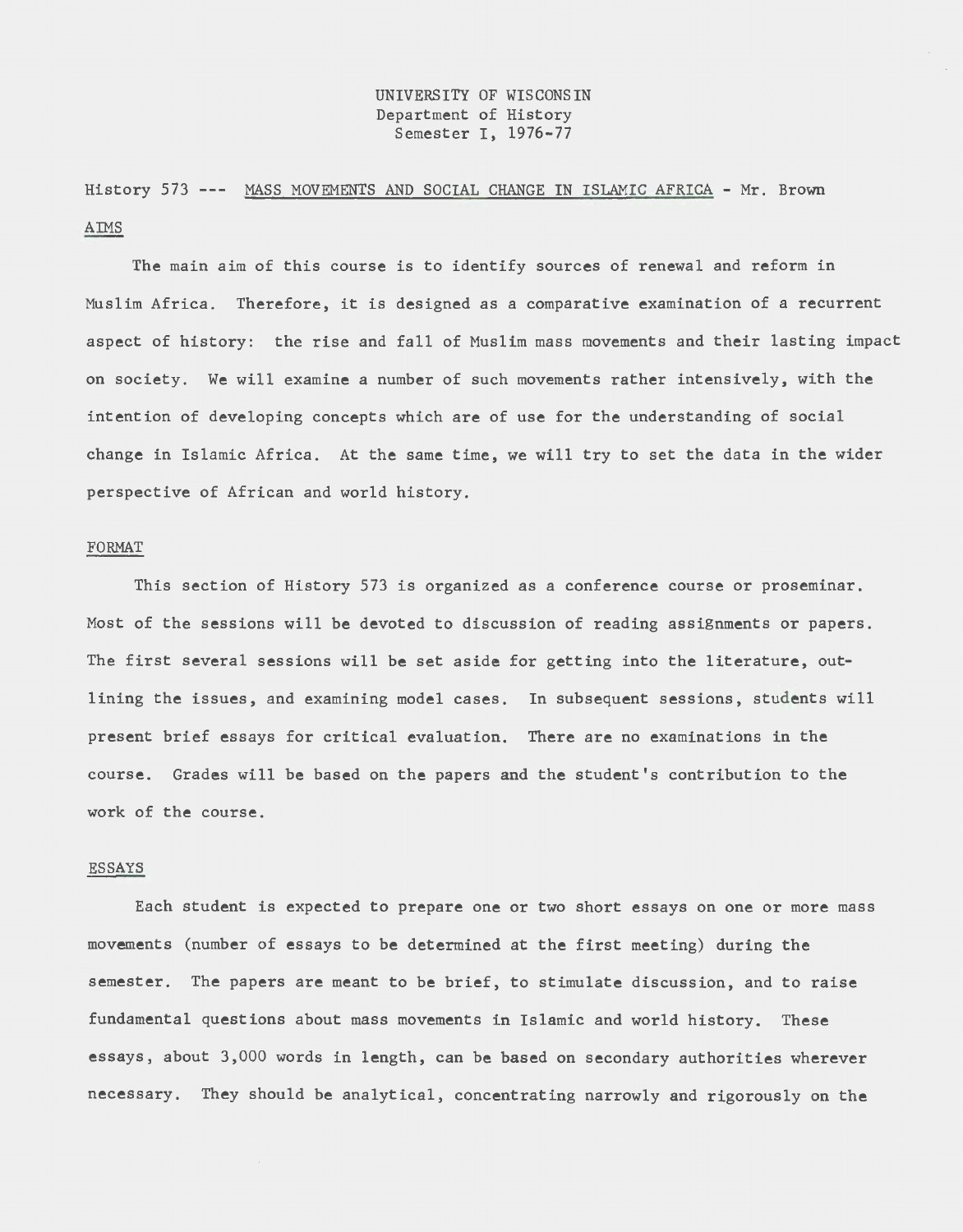UNIVERSITY OF WISCONSIN
Department of History
Semester I, 1976-77

History 573 --- MASS MOVEMENTS AND SOCIAL CHANGE IN ISLAMIC AFRICA - Mr. Brown

## AIMS

The main aim of this course is to identify sources of renewal and reform in Muslim Africa. Therefore, it is designed as a comparative examination of a recurrent aspect of history: the rise and fall of Muslim mass movements and their lasting impact on society. We will examine a number of such movements rather intensively, with the intention of developing concepts which are of use for the understanding of social change in Islamic Africa. At the same time, we will try to set the data in the wider perspective of African and world history.

## FORMAT

This section of History 573 is organized as a conference course or proseminar. Most of the sessions will be devoted to discussion of reading assignments or papers. The first several sessions will be set aside for getting into the literature, outlining the issues, and examining model cases. In subsequent sessions, students will present brief essays for critical evaluation. There are no examinations in the course. Grades will be based on the papers and the student's contribution to the work of the course.

## ESSAYS

Each student is expected to prepare one or two short essays on one or more mass movements (number of essays to be determined at the first meeting) during the semester. The papers are meant to be brief, to stimulate discussion, and to raise fundamental questions about mass movements in Islamic and world history. These essays, about 3,000 words in length, can be based on secondary authorities wherever necessary. They should be analytical, concentrating narrowly and rigorously on the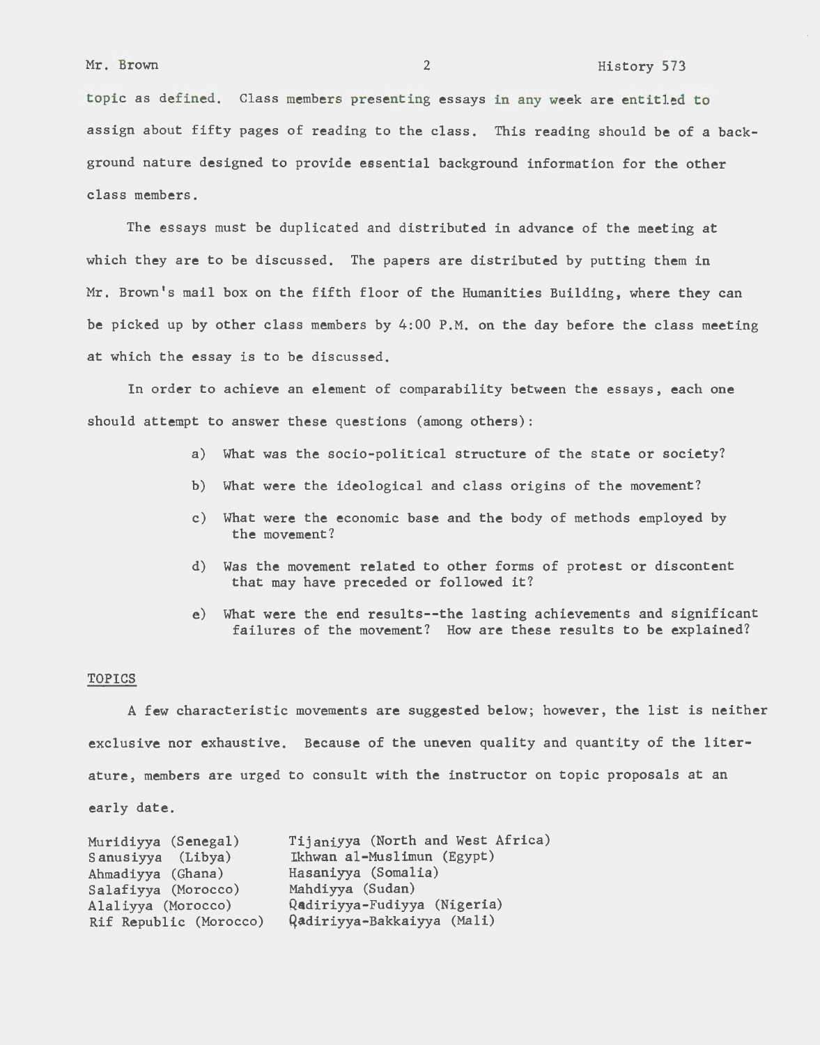topic as defined. Class members presenting essays in any week are entitled to assign about fifty pages of reading to the class. This reading should be of a background nature designed to provide essential background information for the other class members.

The essays must be duplicated and distributed in advance of the meeting at which they are to be discussed. The papers are distributed by putting them in Mr. Brown's mail box on the fifth floor of the Humanities Building, where they can be picked up by other class members by 4:00 P.M. on the day before the class meeting at which the essay is to be discussed.

In order to achieve an element of comparability between the essays, each one should attempt to answer these questions (among others):

a) What was the socio-political structure of the state or society?

b) What were the ideological and class origins of the movement?

c) What were the economic base and the body of methods employed by the movement?

d) Was the movement related to other forms of protest or discontent that may have preceded or followed it?

e) What were the end results--the lasting achievements and significant failures of the movement? How are these results to be explained?

## TOPICS

A few characteristic movements are suggested below; however, the list is neither exclusive nor exhaustive. Because of the uneven quality and quantity of the literature, members are urged to consult with the instructor on topic proposals at an early date.

- Muridiyya (Senegal)
- Sanusiyya (Libya)
- Ahmadiyya (Ghana)
- Salafiyya (Morocco)
- Alaliyya (Morocco)
- Rif Republic (Morocco)
- Tijaniyya (North and West Africa)
- Ikhwan al-Muslimun (Egypt)
- Hasaniyya (Somalia)
- Mahdiyya (Sudan)
- Qadiriyya-Fudiyya (Nigeria)
- Qadiriyya-Bakkaiyya (Mali)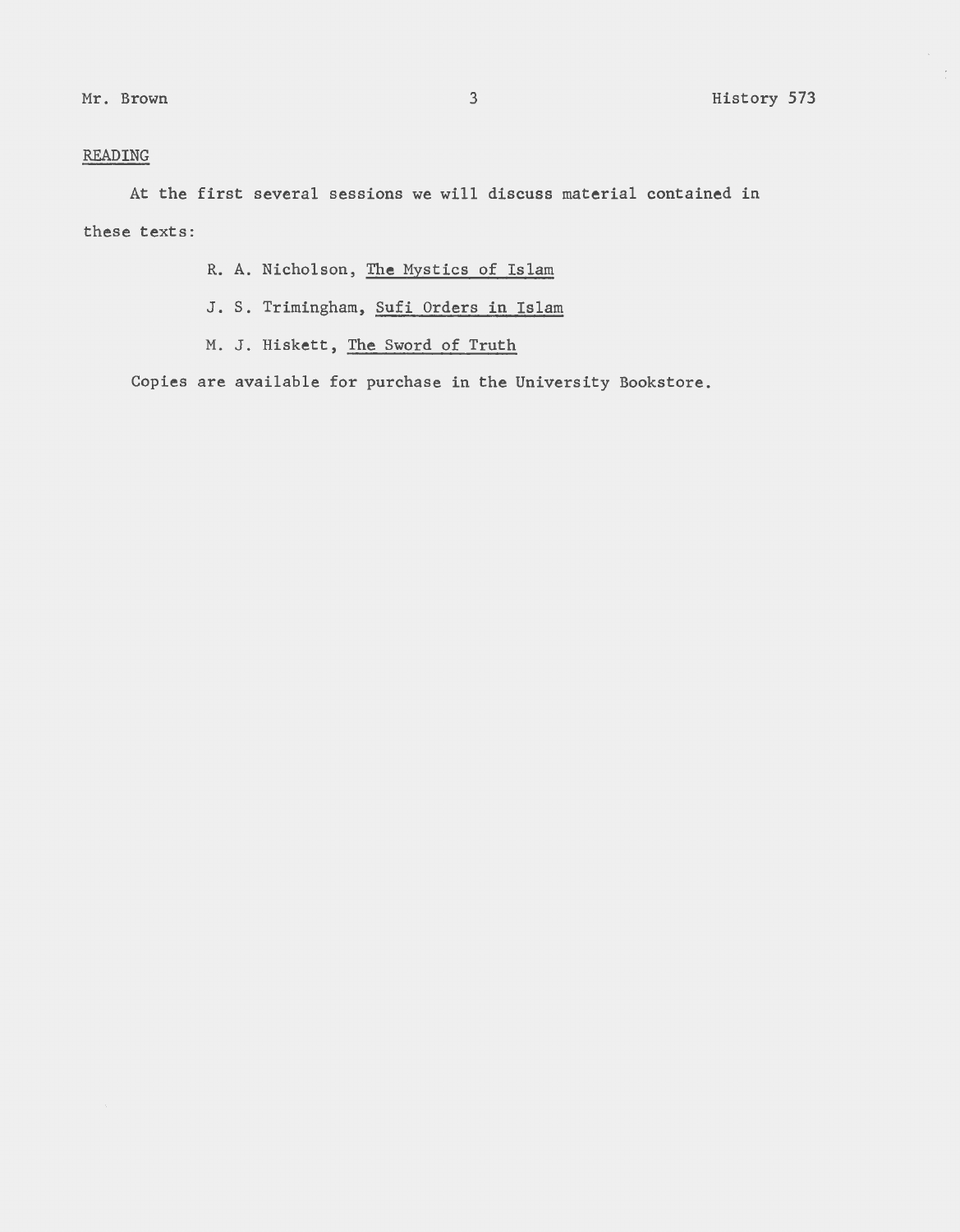## READING

At the first several sessions we will discuss material contained in these texts:

R. A. Nicholson, *The Mystics of Islam*

J. S. Trimingham, *Sufi Orders in Islam*

M. J. Hiskett, *The Sword of Truth*

Copies are available for purchase in the University Bookstore.